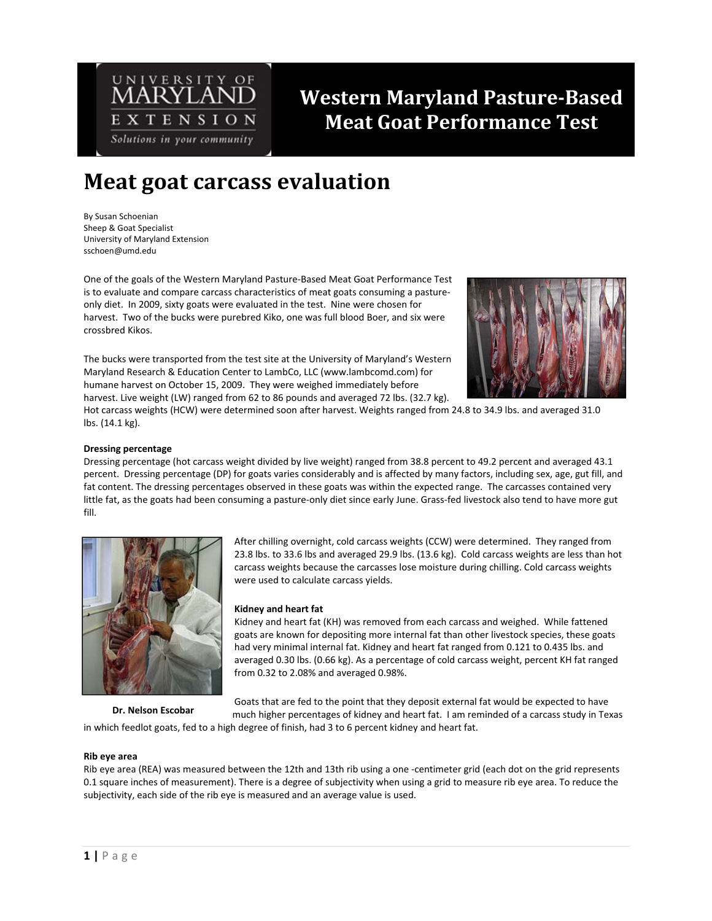# Western Maryland Pasture-Based Meat Goat Performance Test

## Meat goat carcass evaluation

By Susan Schoenian
Sheep & Goat Specialist
University of Maryland Extension
sschoen@umd.edu

One of the goals of the Western Maryland Pasture-Based Meat Goat Performance Test is to evaluate and compare carcass characteristics of meat goats consuming a pasture-only diet. In 2009, sixty goats were evaluated in the test. Nine were chosen for harvest. Two of the bucks were purebred Kiko, one was full blood Boer, and six were crossbred Kikos.

The bucks were transported from the test site at the University of Maryland's Western Maryland Research & Education Center to LambCo, LLC (www.lambcomd.com) for humane harvest on October 15, 2009. They were weighed immediately before harvest. Live weight (LW) ranged from 62 to 86 pounds and averaged 72 lbs. (32.7 kg). Hot carcass weights (HCW) were determined soon after harvest. Weights ranged from 24.8 to 34.9 lbs. and averaged 31.0 lbs. (14.1 kg).

**Dressing percentage**

Dressing percentage (hot carcass weight divided by live weight) ranged from 38.8 percent to 49.2 percent and averaged 43.1 percent. Dressing percentage (DP) for goats varies considerably and is affected by many factors, including sex, age, gut fill, and fat content. The dressing percentages observed in these goats was within the expected range. The carcasses contained very little fat, as the goats had been consuming a pasture-only diet since early June. Grass-fed livestock also tend to have more gut fill.

After chilling overnight, cold carcass weights (CCW) were determined. They ranged from 23.8 lbs. to 33.6 lbs and averaged 29.9 lbs. (13.6 kg). Cold carcass weights are less than hot carcass weights because the carcasses lose moisture during chilling. Cold carcass weights were used to calculate carcass yields.

**Dr. Nelson Escobar**

**Kidney and heart fat**

Kidney and heart fat (KH) was removed from each carcass and weighed. While fattened goats are known for depositing more internal fat than other livestock species, these goats had very minimal internal fat. Kidney and heart fat ranged from 0.121 to 0.435 lbs. and averaged 0.30 lbs. (0.66 kg). As a percentage of cold carcass weight, percent KH fat ranged from 0.32 to 2.08% and averaged 0.98%.

Goats that are fed to the point that they deposit external fat would be expected to have much higher percentages of kidney and heart fat. I am reminded of a carcass study in Texas in which feedlot goats, fed to a high degree of finish, had 3 to 6 percent kidney and heart fat.

**Rib eye area**

Rib eye area (REA) was measured between the 12th and 13th rib using a one -centimeter grid (each dot on the grid represents 0.1 square inches of measurement). There is a degree of subjectivity when using a grid to measure rib eye area. To reduce the subjectivity, each side of the rib eye is measured and an average value is used.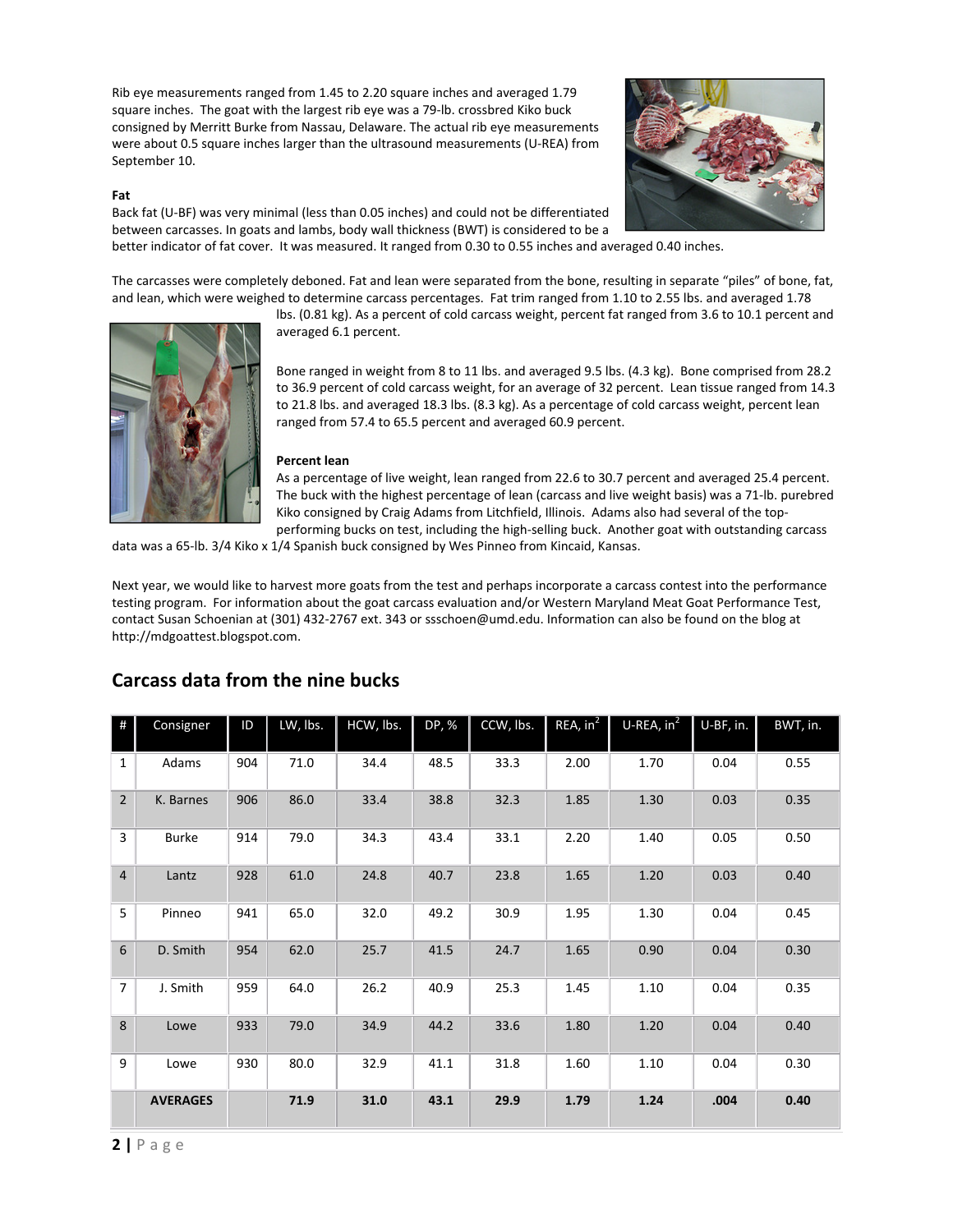Rib eye measurements ranged from 1.45 to 2.20 square inches and averaged 1.79 square inches. The goat with the largest rib eye was a 79-lb. crossbred Kiko buck consigned by Merritt Burke from Nassau, Delaware. The actual rib eye measurements were about 0.5 square inches larger than the ultrasound measurements (U-REA) from September 10.

**Fat**

Back fat (U-BF) was very minimal (less than 0.05 inches) and could not be differentiated between carcasses. In goats and lambs, body wall thickness (BWT) is considered to be a better indicator of fat cover. It was measured. It ranged from 0.30 to 0.55 inches and averaged 0.40 inches.

The carcasses were completely deboned. Fat and lean were separated from the bone, resulting in separate "piles" of bone, fat, and lean, which were weighed to determine carcass percentages. Fat trim ranged from 1.10 to 2.55 lbs. and averaged 1.78 lbs. (0.81 kg). As a percent of cold carcass weight, percent fat ranged from 3.6 to 10.1 percent and averaged 6.1 percent.

Bone ranged in weight from 8 to 11 lbs. and averaged 9.5 lbs. (4.3 kg). Bone comprised from 28.2 to 36.9 percent of cold carcass weight, for an average of 32 percent. Lean tissue ranged from 14.3 to 21.8 lbs. and averaged 18.3 lbs. (8.3 kg). As a percentage of cold carcass weight, percent lean ranged from 57.4 to 65.5 percent and averaged 60.9 percent.

**Percent lean**

As a percentage of live weight, lean ranged from 22.6 to 30.7 percent and averaged 25.4 percent. The buck with the highest percentage of lean (carcass and live weight basis) was a 71-lb. purebred Kiko consigned by Craig Adams from Litchfield, Illinois. Adams also had several of the top-performing bucks on test, including the high-selling buck. Another goat with outstanding carcass data was a 65-lb. 3/4 Kiko x 1/4 Spanish buck consigned by Wes Pinneo from Kincaid, Kansas.

Next year, we would like to harvest more goats from the test and perhaps incorporate a carcass contest into the performance testing program. For information about the goat carcass evaluation and/or Western Maryland Meat Goat Performance Test, contact Susan Schoenian at (301) 432-2767 ext. 343 or ssschoen@umd.edu. Information can also be found on the blog at http://mdgoattest.blogspot.com.

## Carcass data from the nine bucks

| # | Consigner | ID | LW, lbs. | HCW, lbs. | DP, % | CCW, lbs. | REA, $in^2$ | U-REA, $in^2$ | U-BF, in. | BWT, in. |
|---|---|---|---|---|---|---|---|---|---|---|
| 1 | Adams | 904 | 71.0 | 34.4 | 48.5 | 33.3 | 2.00 | 1.70 | 0.04 | 0.55 |
| 2 | K. Barnes | 906 | 86.0 | 33.4 | 38.8 | 32.3 | 1.85 | 1.30 | 0.03 | 0.35 |
| 3 | Burke | 914 | 79.0 | 34.3 | 43.4 | 33.1 | 2.20 | 1.40 | 0.05 | 0.50 |
| 4 | Lantz | 928 | 61.0 | 24.8 | 40.7 | 23.8 | 1.65 | 1.20 | 0.03 | 0.40 |
| 5 | Pinneo | 941 | 65.0 | 32.0 | 49.2 | 30.9 | 1.95 | 1.30 | 0.04 | 0.45 |
| 6 | D. Smith | 954 | 62.0 | 25.7 | 41.5 | 24.7 | 1.65 | 0.90 | 0.04 | 0.30 |
| 7 | J. Smith | 959 | 64.0 | 26.2 | 40.9 | 25.3 | 1.45 | 1.10 | 0.04 | 0.35 |
| 8 | Lowe | 933 | 79.0 | 34.9 | 44.2 | 33.6 | 1.80 | 1.20 | 0.04 | 0.40 |
| 9 | Lowe | 930 | 80.0 | 32.9 | 41.1 | 31.8 | 1.60 | 1.10 | 0.04 | 0.30 |
| | **AVERAGES** | | **71.9** | **31.0** | **43.1** | **29.9** | **1.79** | **1.24** | **.004** | **0.40** |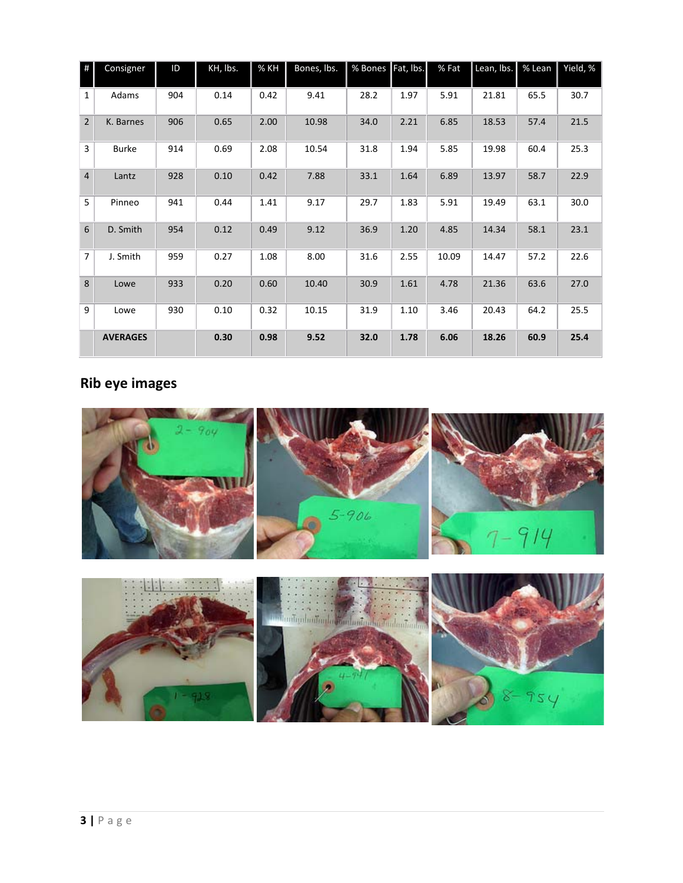| # | Consigner | ID | KH, lbs. | % KH | Bones, lbs. | % Bones | Fat, lbs. | % Fat | Lean, lbs. | % Lean | Yield, % |
|---|---|---|---|---|---|---|---|---|---|---|---|
| 1 | Adams | 904 | 0.14 | 0.42 | 9.41 | 28.2 | 1.97 | 5.91 | 21.81 | 65.5 | 30.7 |
| 2 | K. Barnes | 906 | 0.65 | 2.00 | 10.98 | 34.0 | 2.21 | 6.85 | 18.53 | 57.4 | 21.5 |
| 3 | Burke | 914 | 0.69 | 2.08 | 10.54 | 31.8 | 1.94 | 5.85 | 19.98 | 60.4 | 25.3 |
| 4 | Lantz | 928 | 0.10 | 0.42 | 7.88 | 33.1 | 1.64 | 6.89 | 13.97 | 58.7 | 22.9 |
| 5 | Pinneo | 941 | 0.44 | 1.41 | 9.17 | 29.7 | 1.83 | 5.91 | 19.49 | 63.1 | 30.0 |
| 6 | D. Smith | 954 | 0.12 | 0.49 | 9.12 | 36.9 | 1.20 | 4.85 | 14.34 | 58.1 | 23.1 |
| 7 | J. Smith | 959 | 0.27 | 1.08 | 8.00 | 31.6 | 2.55 | 10.09 | 14.47 | 57.2 | 22.6 |
| 8 | Lowe | 933 | 0.20 | 0.60 | 10.40 | 30.9 | 1.61 | 4.78 | 21.36 | 63.6 | 27.0 |
| 9 | Lowe | 930 | 0.10 | 0.32 | 10.15 | 31.9 | 1.10 | 3.46 | 20.43 | 64.2 | 25.5 |
| | **AVERAGES** | | **0.30** | **0.98** | **9.52** | **32.0** | **1.78** | **6.06** | **18.26** | **60.9** | **25.4** |

## Rib eye images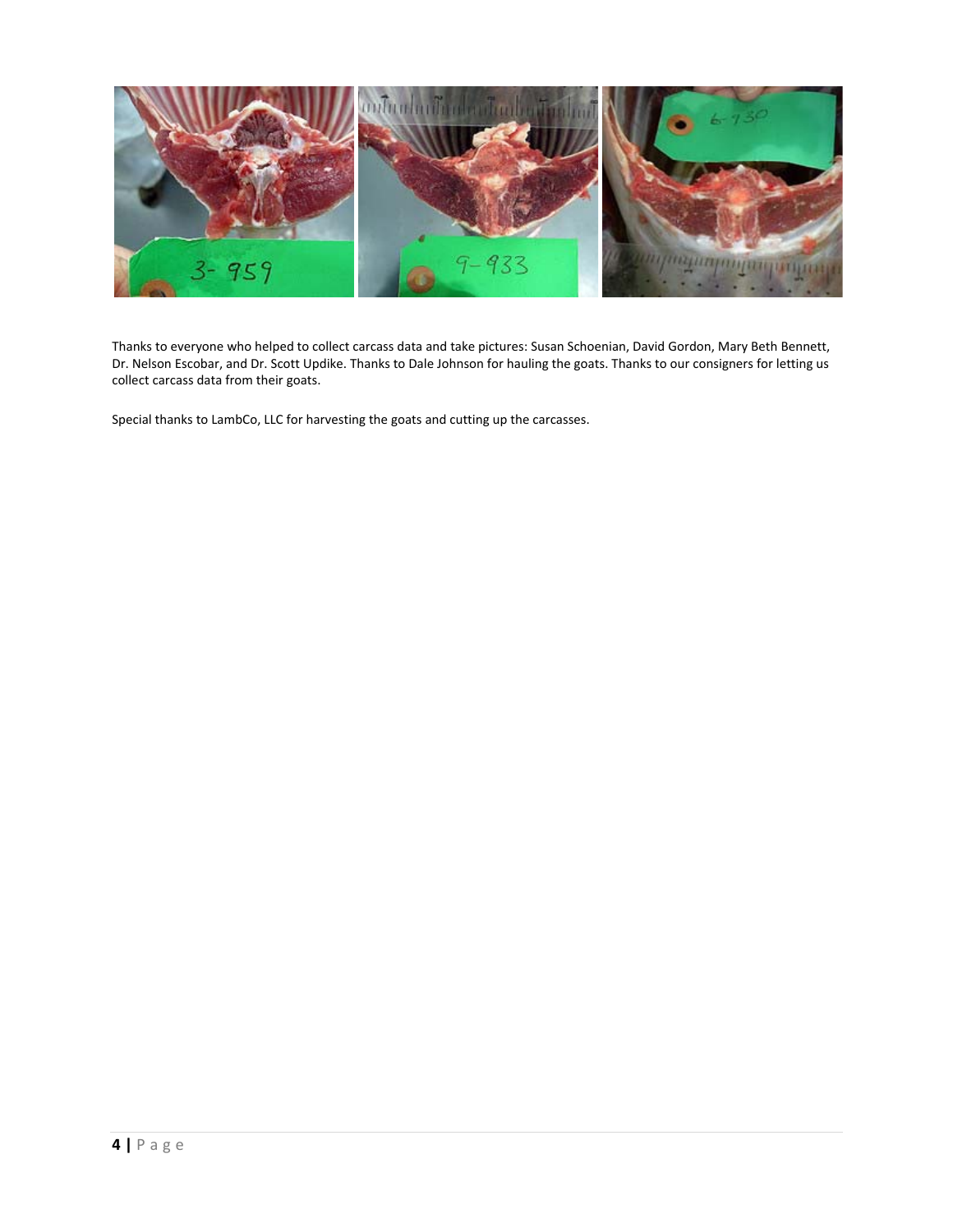Thanks to everyone who helped to collect carcass data and take pictures: Susan Schoenian, David Gordon, Mary Beth Bennett, Dr. Nelson Escobar, and Dr. Scott Updike. Thanks to Dale Johnson for hauling the goats. Thanks to our consigners for letting us collect carcass data from their goats.

Special thanks to LambCo, LLC for harvesting the goats and cutting up the carcasses.